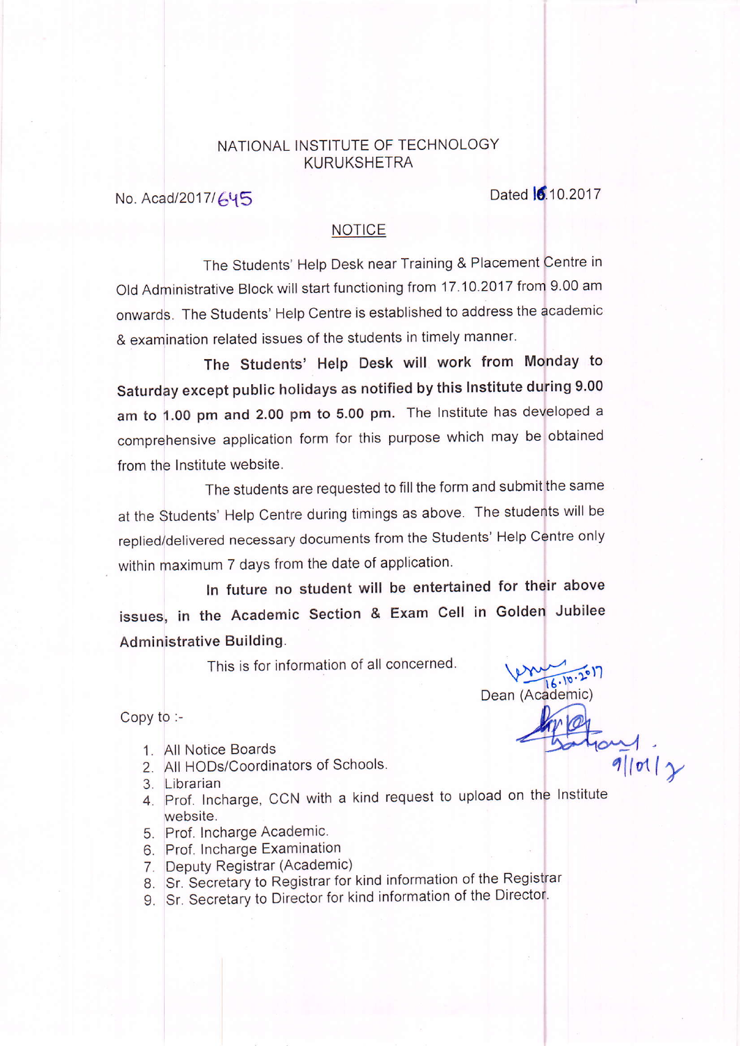NATIONAL INSTITUTE OF TECHNOLOGY
KURUKSHETRA

No. Acad/2017/645

Dated 16.10.2017

## NOTICE

The Students' Help Desk near Training & Placement Centre in Old Administrative Block will start functioning from 17.10.2017 from 9.00 am onwards. The Students' Help Centre is established to address the academic & examination related issues of the students in timely manner.

**The Students' Help Desk will work from Monday to Saturday except public holidays as notified by this Institute during 9.00 am to 1.00 pm and 2.00 pm to 5.00 pm.** The Institute has developed a comprehensive application form for this purpose which may be obtained from the Institute website.

The students are requested to fill the form and submit the same at the Students' Help Centre during timings as above. The students will be replied/delivered necessary documents from the Students' Help Centre only within maximum 7 days from the date of application.

**In future no student will be entertained for their above issues, in the Academic Section & Exam Cell in Golden Jubilee Administrative Building.**

This is for information of all concerned.

16.10.2017
Dean (Academic)

Copy to :-

1. All Notice Boards
2. All HODs/Coordinators of Schools.
3. Librarian
4. Prof. Incharge, CCN with a kind request to upload on the Institute website.
5. Prof. Incharge Academic.
6. Prof. Incharge Examination
7. Deputy Registrar (Academic)
8. Sr. Secretary to Registrar for kind information of the Registrar
9. Sr. Secretary to Director for kind information of the Director.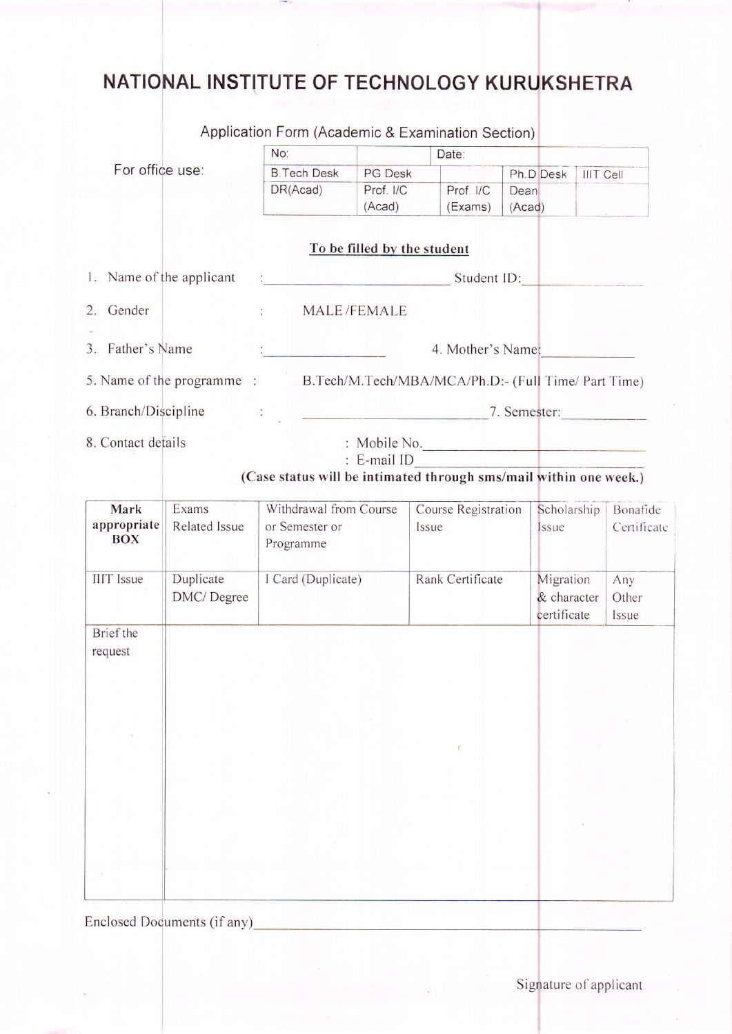# NATIONAL INSTITUTE OF TECHNOLOGY KURUKSHETRA

Application Form (Academic & Examination Section)

For office use:

| No: | | Date: | | |
|---|---|---|---|---|
| B.Tech Desk | PG Desk | | Ph.D Desk | IIIT Cell |
| DR(Acad) | Prof. I/C (Acad) | Prof. I/C (Exams) | Dean (Acad) | |

**To be filled by the student**

1. Name of the applicant : ______________________ Student ID: ____________

2. Gender : MALE /FEMALE

3. Father's Name : ______________ 4. Mother's Name: ____________

5. Name of the programme : B.Tech/M.Tech/MBA/MCA/Ph.D:- (Full Time/ Part Time)

6. Branch/Discipline : ______________________ 7. Semester: ____________

8. Contact details : Mobile No. ______________________
: E-mail ID ______________________

**(Case status will be intimated through sms/mail within one week.)**

| **Mark appropriate BOX** | Exams Related Issue | Withdrawal from Course or Semester or Programme | Course Registration Issue | Scholarship Issue | Bonafide Certificate |
|---|---|---|---|---|---|
| IIIT Issue | Duplicate DMC/ Degree | I Card (Duplicate) | Rank Certificate | Migration & character certificate | Any Other Issue |
| Brief the request | | | | | |

Enclosed Documents (if any) ______________________

Signature of applicant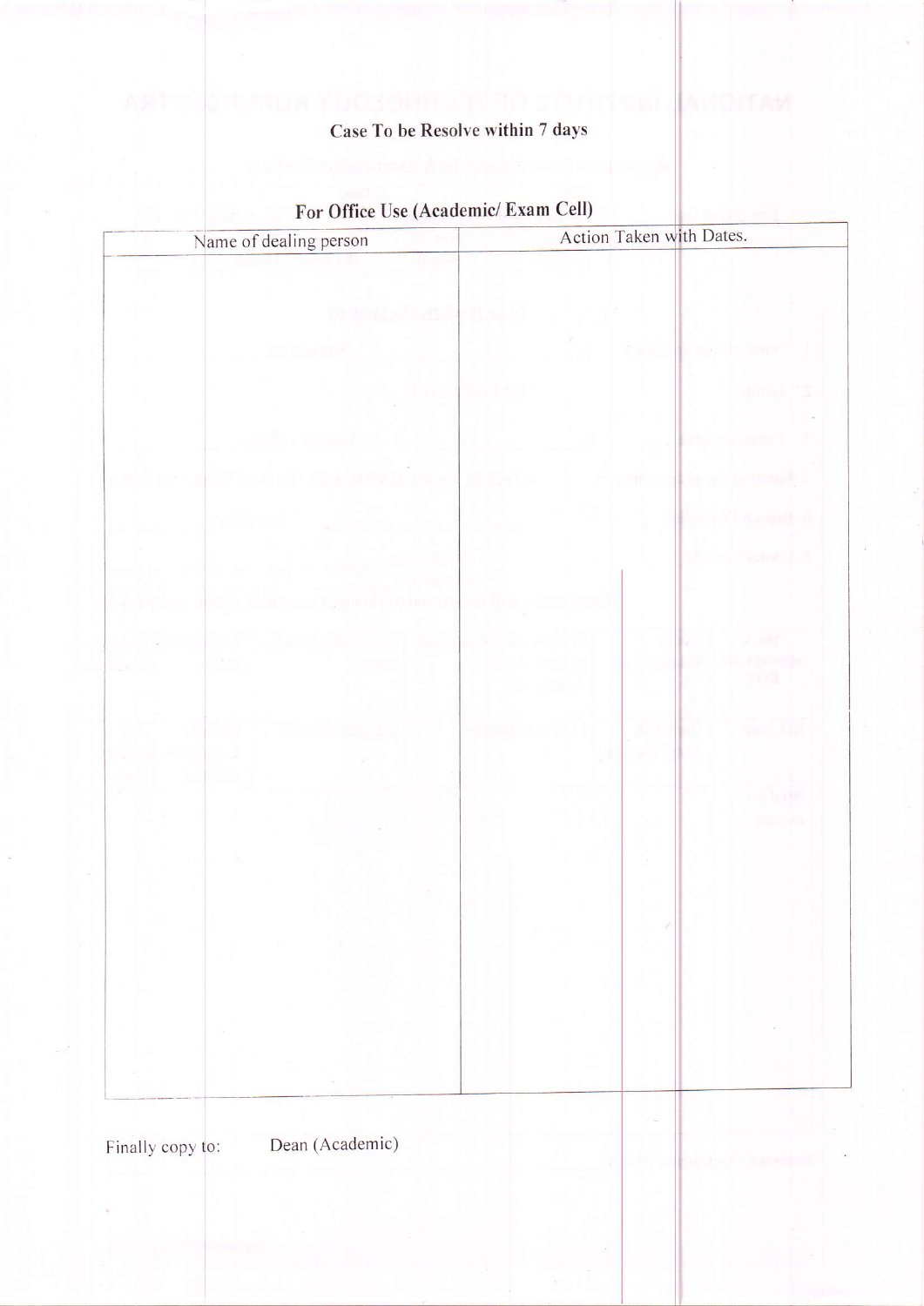**Case To be Resolve within 7 days**

**For Office Use (Academic/ Exam Cell)**

| Name of dealing person | Action Taken with Dates. |
| --- | --- |
| | |

Finally copy to: Dean (Academic)